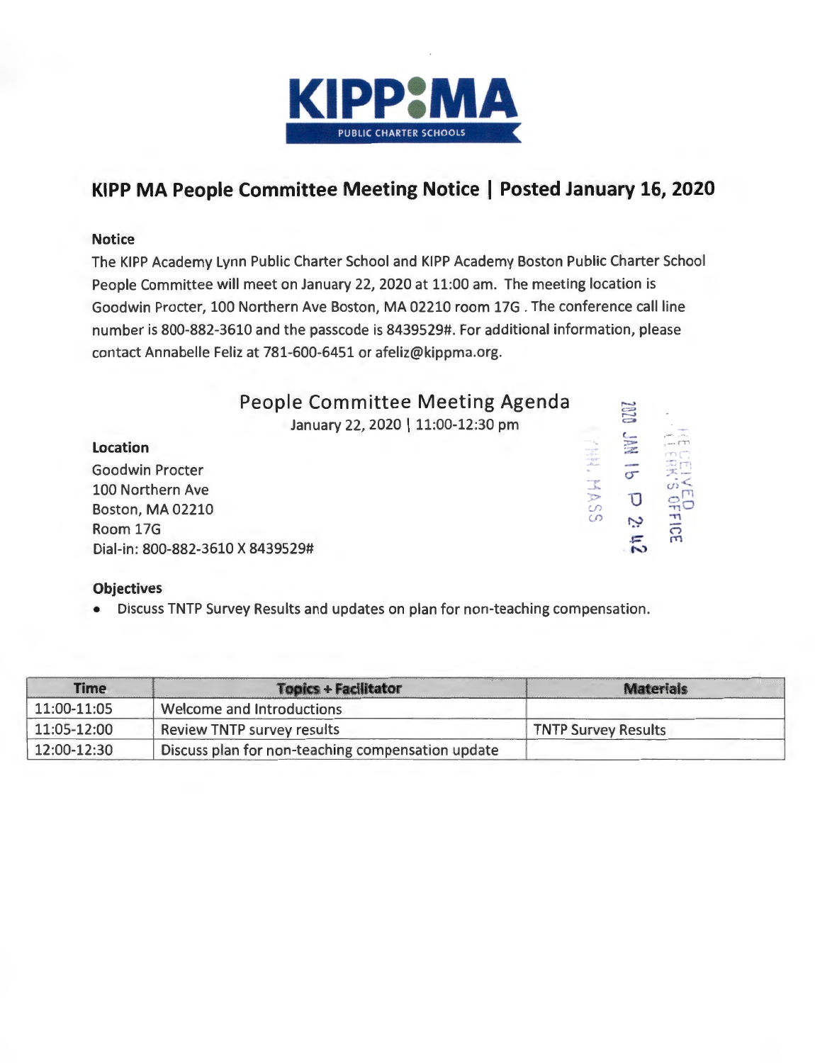KIPP MA

PUBLIC CHARTER SCHOOLS

## KIPP MA People Committee Meeting Notice | Posted January 16, 2020

### Notice

The KIPP Academy Lynn Public Charter School and KIPP Academy Boston Public Charter School People Committee will meet on January 22, 2020 at 11:00 am. The meeting location is Goodwin Procter, 100 Northern Ave Boston, MA 02210 room 17G . The conference call line number is 800-882-3610 and the passcode is 8439529#. For additional information, please contact Annabelle Feliz at 781-600-6451 or afeliz@kippma.org.

## People Committee Meeting Agenda

January 22, 2020 | 11:00-12:30 pm

RECEIVED CLERK'S OFFICE 2020 JAN 16 P 2:42 LYNN, MASS

### Location

Goodwin Procter
100 Northern Ave
Boston, MA 02210
Room 17G
Dial-in: 800-882-3610 X 8439529#

### Objectives

- Discuss TNTP Survey Results and updates on plan for non-teaching compensation.

| Time | Topics + Facilitator | Materials |
|---|---|---|
| 11:00-11:05 | Welcome and Introductions | |
| 11:05-12:00 | Review TNTP survey results | TNTP Survey Results |
| 12:00-12:30 | Discuss plan for non-teaching compensation update | |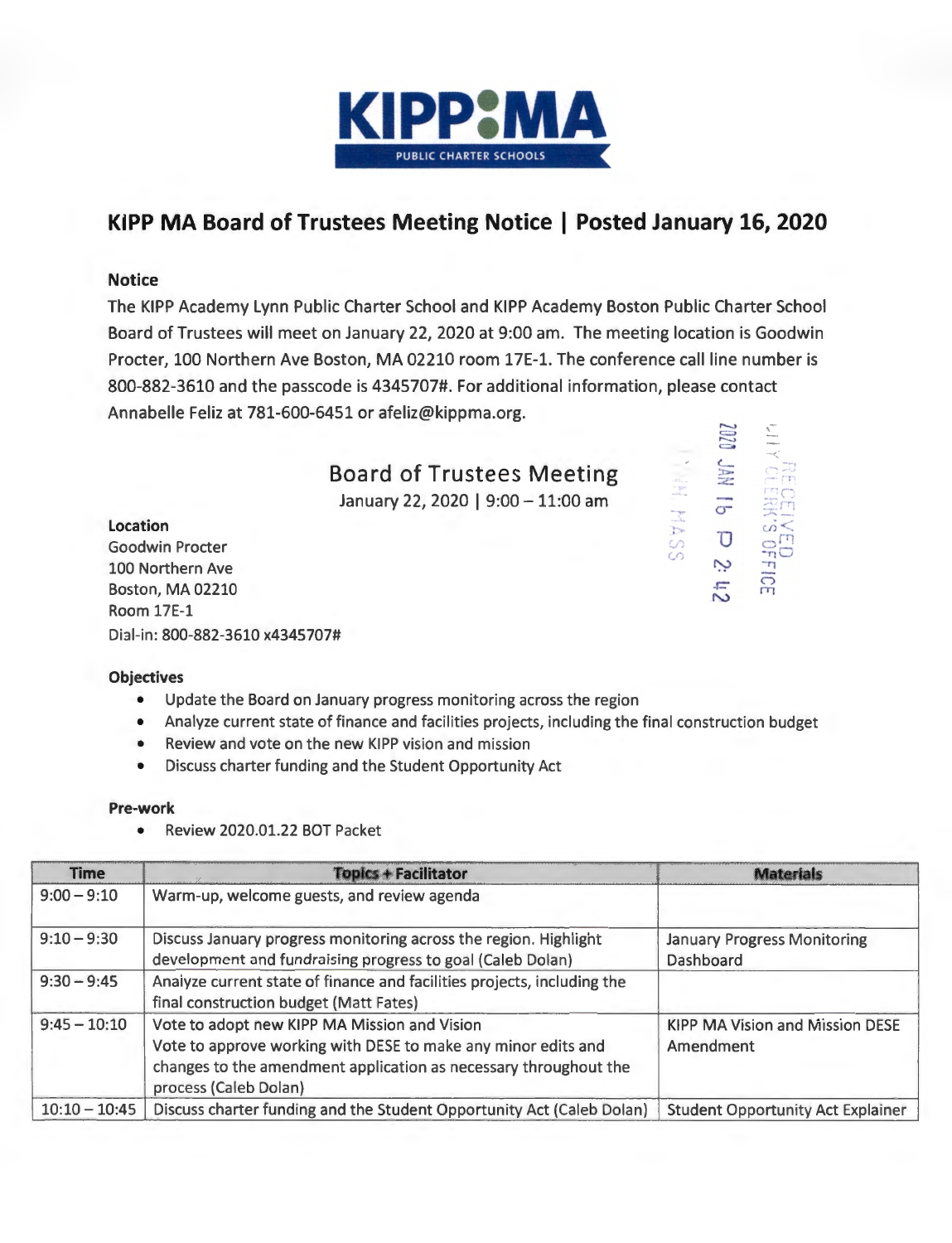# KIPP MA Board of Trustees Meeting Notice | Posted January 16, 2020

**Notice**

The KIPP Academy Lynn Public Charter School and KIPP Academy Boston Public Charter School Board of Trustees will meet on January 22, 2020 at 9:00 am. The meeting location is Goodwin Procter, 100 Northern Ave Boston, MA 02210 room 17E-1. The conference call line number is 800-882-3610 and the passcode is 4345707#. For additional information, please contact Annabelle Feliz at 781-600-6451 or afeliz@kippma.org.

RECEIVED
CITY CLERK'S OFFICE
2020 JAN 16 P 2:42
LYNN MASS

## Board of Trustees Meeting

January 22, 2020 | 9:00 – 11:00 am

**Location**
Goodwin Procter
100 Northern Ave
Boston, MA 02210
Room 17E-1
Dial-in: **800-882-3610 x4345707#**

**Objectives**

- Update the Board on January progress monitoring across the region
- Analyze current state of finance and facilities projects, including the final construction budget
- Review and vote on the new KIPP vision and mission
- Discuss charter funding and the Student Opportunity Act

**Pre-work**

- Review 2020.01.22 BOT Packet

| Time | Topics + Facilitator | Materials |
|---|---|---|
| 9:00 – 9:10 | Warm-up, welcome guests, and review agenda | |
| 9:10 – 9:30 | Discuss January progress monitoring across the region. Highlight development and fundraising progress to goal (Caleb Dolan) | January Progress Monitoring Dashboard |
| 9:30 – 9:45 | Analyze current state of finance and facilities projects, including the final construction budget (Matt Fates) | |
| 9:45 – 10:10 | Vote to adopt new KIPP MA Mission and Vision<br>Vote to approve working with DESE to make any minor edits and changes to the amendment application as necessary throughout the process (Caleb Dolan) | KIPP MA Vision and Mission DESE Amendment |
| 10:10 – 10:45 | Discuss charter funding and the Student Opportunity Act (Caleb Dolan) | Student Opportunity Act Explainer |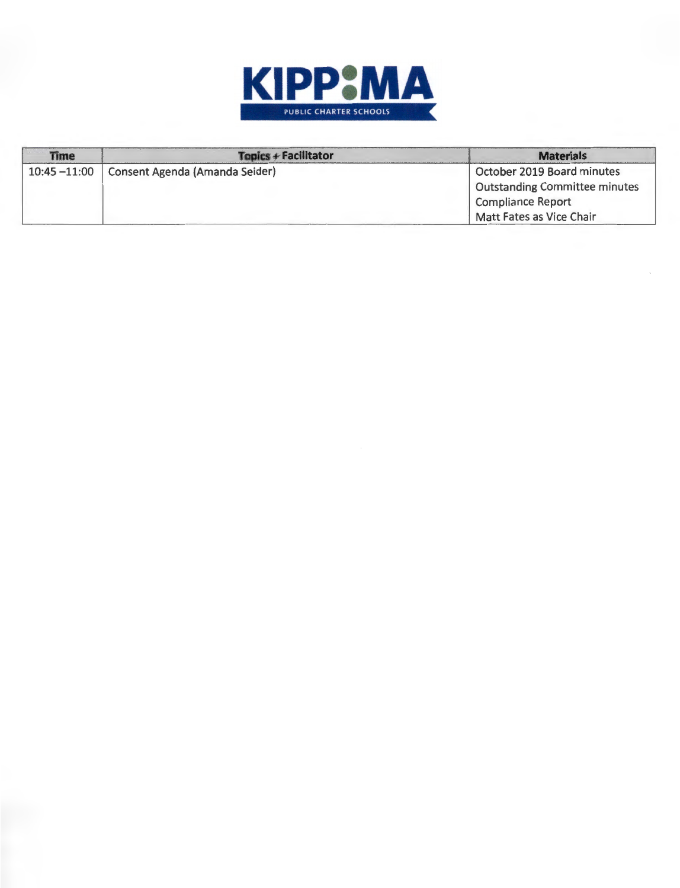KIPP MA

PUBLIC CHARTER SCHOOLS

| Time | Topics + Facilitator | Materials |
| --- | --- | --- |
| 10:45 –11:00 | Consent Agenda (Amanda Seider) | October 2019 Board minutes<br>Outstanding Committee minutes<br>Compliance Report<br>Matt Fates as Vice Chair |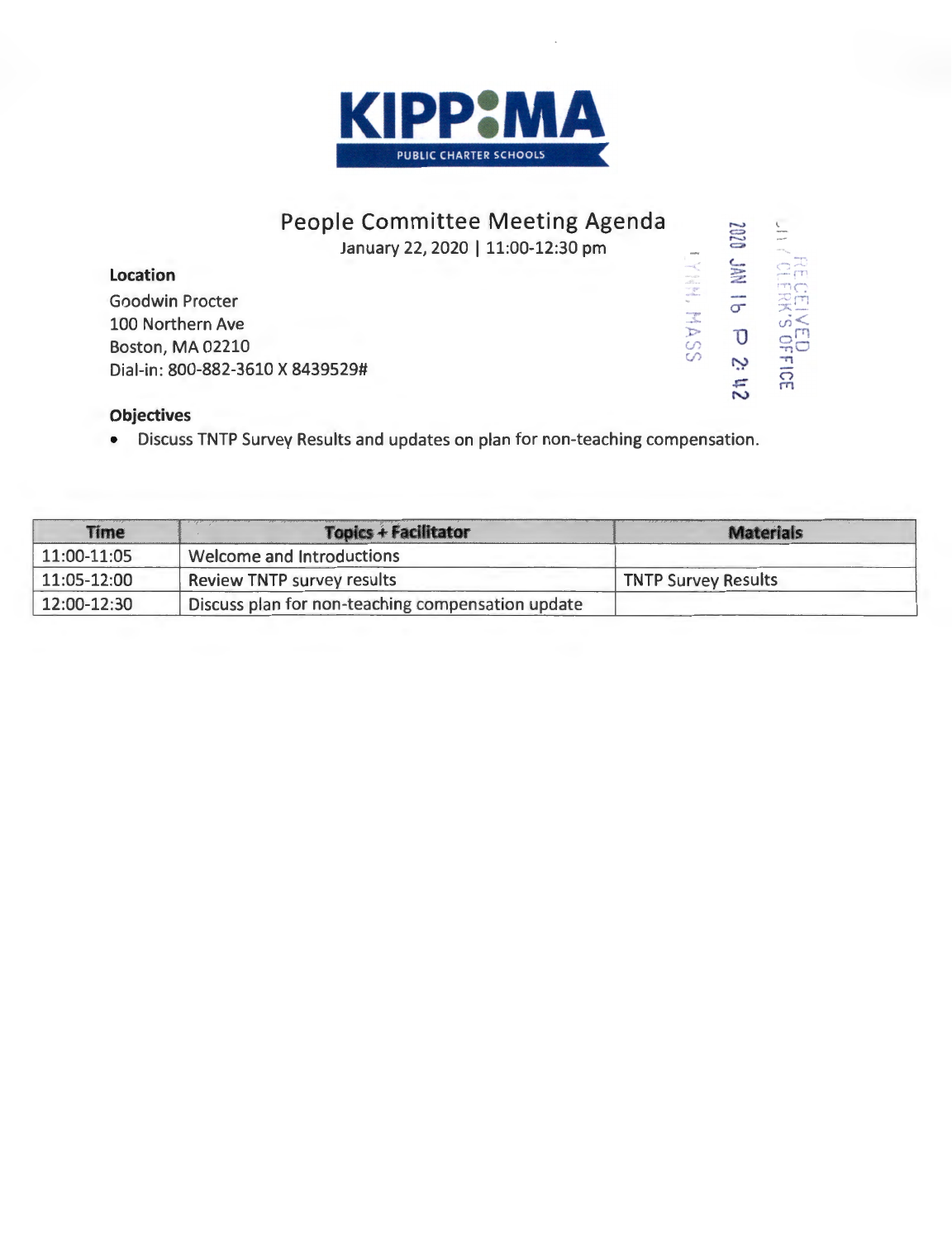KIPP MA
PUBLIC CHARTER SCHOOLS

# People Committee Meeting Agenda

January 22, 2020 | 11:00-12:30 pm

**Location**

Goodwin Procter
100 Northern Ave
Boston, MA 02210
Dial-in: 800-882-3610 X 8439529#

RECEIVED
CITY CLERK'S OFFICE
2020 JAN 16 P 2:42
LYNN, MASS

**Objectives**

- Discuss TNTP Survey Results and updates on plan for non-teaching compensation.

| Time | Topics + Facilitator | Materials |
|---|---|---|
| 11:00-11:05 | Welcome and Introductions | |
| 11:05-12:00 | Review TNTP survey results | TNTP Survey Results |
| 12:00-12:30 | Discuss plan for non-teaching compensation update | |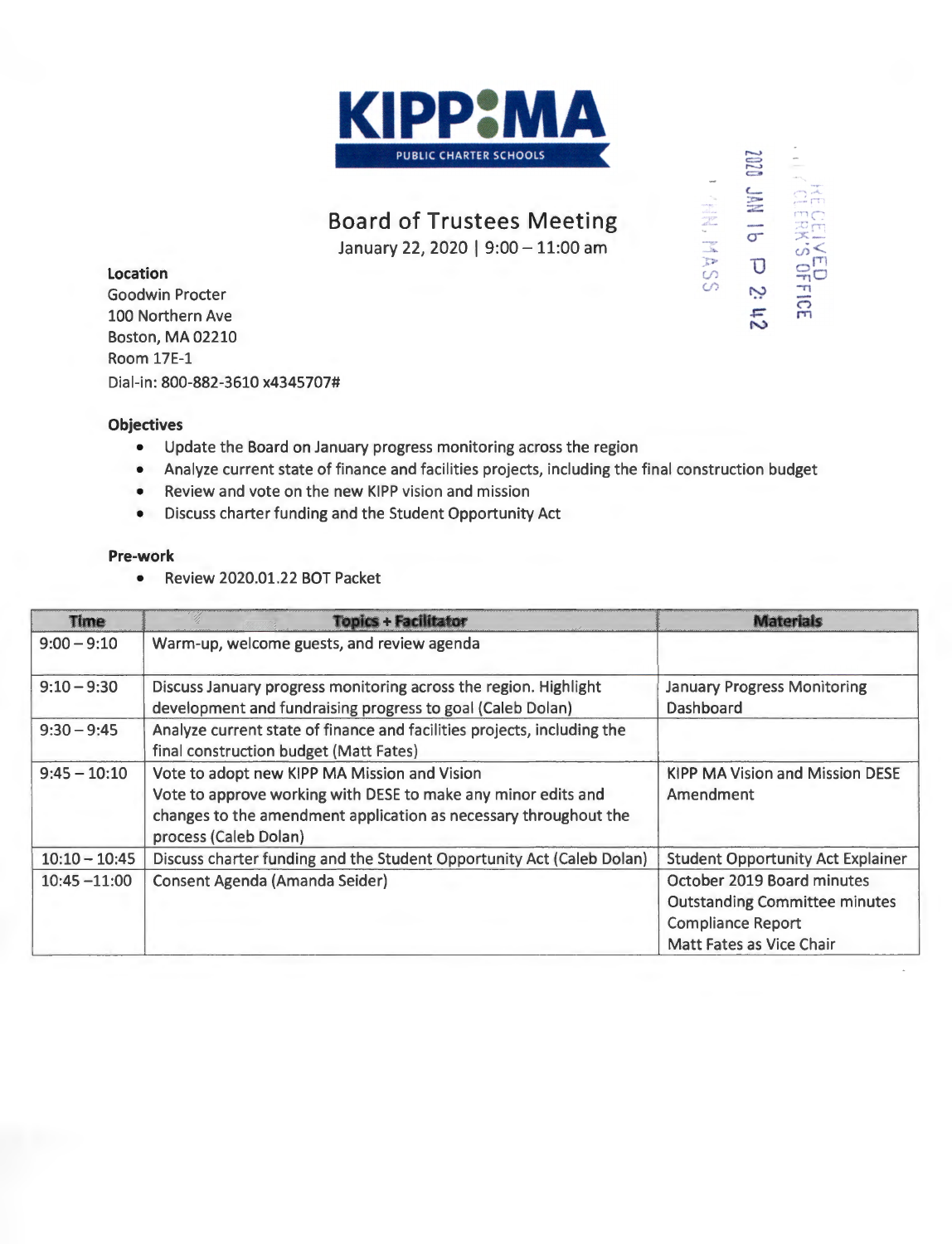KIPP:MA
PUBLIC CHARTER SCHOOLS

RECEIVED
CITY CLERK'S OFFICE
2020 JAN 16 P 2: 42
BOSTON, MASS

# Board of Trustees Meeting

January 22, 2020 | 9:00 – 11:00 am

**Location**
Goodwin Procter
100 Northern Ave
Boston, MA 02210
Room 17E-1
Dial-in: 800-882-3610 x4345707#

**Objectives**

- Update the Board on January progress monitoring across the region
- Analyze current state of finance and facilities projects, including the final construction budget
- Review and vote on the new KIPP vision and mission
- Discuss charter funding and the Student Opportunity Act

**Pre-work**

- Review 2020.01.22 BOT Packet

| Time | Topics + Facilitator | Materials |
|---|---|---|
| 9:00 – 9:10 | Warm-up, welcome guests, and review agenda | |
| 9:10 – 9:30 | Discuss January progress monitoring across the region. Highlight development and fundraising progress to goal (Caleb Dolan) | January Progress Monitoring Dashboard |
| 9:30 – 9:45 | Analyze current state of finance and facilities projects, including the final construction budget (Matt Fates) | |
| 9:45 – 10:10 | Vote to adopt new KIPP MA Mission and Vision<br>Vote to approve working with DESE to make any minor edits and changes to the amendment application as necessary throughout the process (Caleb Dolan) | KIPP MA Vision and Mission DESE Amendment |
| 10:10 – 10:45 | Discuss charter funding and the Student Opportunity Act (Caleb Dolan) | Student Opportunity Act Explainer |
| 10:45 –11:00 | Consent Agenda (Amanda Seider) | October 2019 Board minutes<br>Outstanding Committee minutes<br>Compliance Report<br>Matt Fates as Vice Chair |